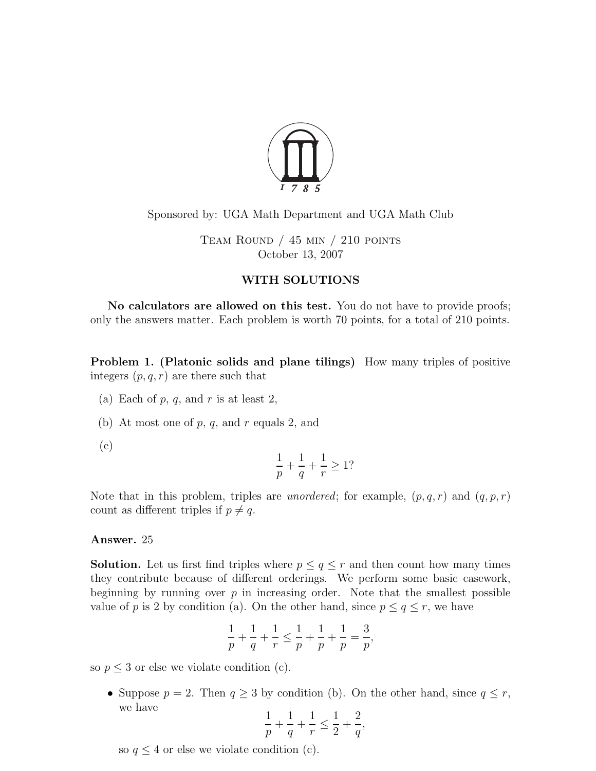Sponsored by: UGA Math Department and UGA Math Club

Team Round / 45 min / 210 points
October 13, 2007

**WITH SOLUTIONS**

**No calculators are allowed on this test.** You do not have to provide proofs; only the answers matter. Each problem is worth 70 points, for a total of 210 points.

**Problem 1. (Platonic solids and plane tilings)** How many triples of positive integers $(p, q, r)$ are there such that

(a) Each of $p$, $q$, and $r$ is at least 2,

(b) At most one of $p$, $q$, and $r$ equals 2, and

(c)
$$\frac{1}{p} + \frac{1}{q} + \frac{1}{r} \geq 1?$$

Note that in this problem, triples are *unordered*; for example, $(p, q, r)$ and $(q, p, r)$ count as different triples if $p \neq q$.

**Answer.** 25

**Solution.** Let us first find triples where $p \leq q \leq r$ and then count how many times they contribute because of different orderings. We perform some basic casework, beginning by running over $p$ in increasing order. Note that the smallest possible value of $p$ is 2 by condition (a). On the other hand, since $p \leq q \leq r$, we have

$$\frac{1}{p} + \frac{1}{q} + \frac{1}{r} \leq \frac{1}{p} + \frac{1}{p} + \frac{1}{p} = \frac{3}{p},$$

so $p \leq 3$ or else we violate condition (c).

- Suppose $p = 2$. Then $q \geq 3$ by condition (b). On the other hand, since $q \leq r$, we have
$$\frac{1}{p} + \frac{1}{q} + \frac{1}{r} \leq \frac{1}{2} + \frac{2}{q},$$
so $q \leq 4$ or else we violate condition (c).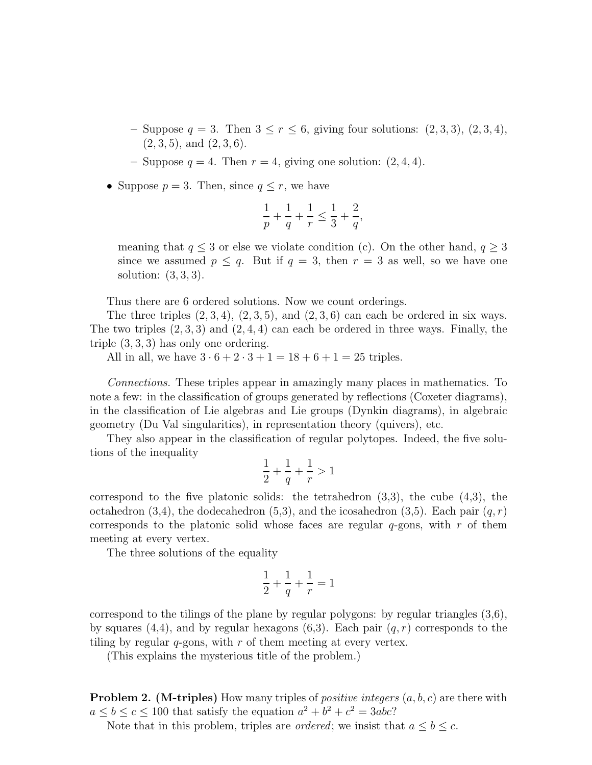- Suppose $q = 3$. Then $3 \le r \le 6$, giving four solutions: $(2,3,3)$, $(2,3,4)$, $(2,3,5)$, and $(2,3,6)$.
  - Suppose $q = 4$. Then $r = 4$, giving one solution: $(2,4,4)$.

- Suppose $p = 3$. Then, since $q \le r$, we have

$$\frac{1}{p} + \frac{1}{q} + \frac{1}{r} \le \frac{1}{3} + \frac{2}{q},$$

  meaning that $q \le 3$ or else we violate condition (c). On the other hand, $q \ge 3$ since we assumed $p \le q$. But if $q = 3$, then $r = 3$ as well, so we have one solution: $(3,3,3)$.

Thus there are 6 ordered solutions. Now we count orderings.

The three triples $(2,3,4)$, $(2,3,5)$, and $(2,3,6)$ can each be ordered in six ways. The two triples $(2,3,3)$ and $(2,4,4)$ can each be ordered in three ways. Finally, the triple $(3,3,3)$ has only one ordering.

All in all, we have $3 \cdot 6 + 2 \cdot 3 + 1 = 18 + 6 + 1 = 25$ triples.

*Connections.* These triples appear in amazingly many places in mathematics. To note a few: in the classification of groups generated by reflections (Coxeter diagrams), in the classification of Lie algebras and Lie groups (Dynkin diagrams), in algebraic geometry (Du Val singularities), in representation theory (quivers), etc.

They also appear in the classification of regular polytopes. Indeed, the five solutions of the inequality

$$\frac{1}{2} + \frac{1}{q} + \frac{1}{r} > 1$$

correspond to the five platonic solids: the tetrahedron (3,3), the cube (4,3), the octahedron (3,4), the dodecahedron (5,3), and the icosahedron (3,5). Each pair $(q,r)$ corresponds to the platonic solid whose faces are regular $q$-gons, with $r$ of them meeting at every vertex.

The three solutions of the equality

$$\frac{1}{2} + \frac{1}{q} + \frac{1}{r} = 1$$

correspond to the tilings of the plane by regular polygons: by regular triangles (3,6), by squares (4,4), and by regular hexagons (6,3). Each pair $(q,r)$ corresponds to the tiling by regular $q$-gons, with $r$ of them meeting at every vertex.

(This explains the mysterious title of the problem.)

**Problem 2. (M-triples)** How many triples of *positive integers* $(a,b,c)$ are there with $a \le b \le c \le 100$ that satisfy the equation $a^2 + b^2 + c^2 = 3abc$?

Note that in this problem, triples are *ordered*; we insist that $a \le b \le c$.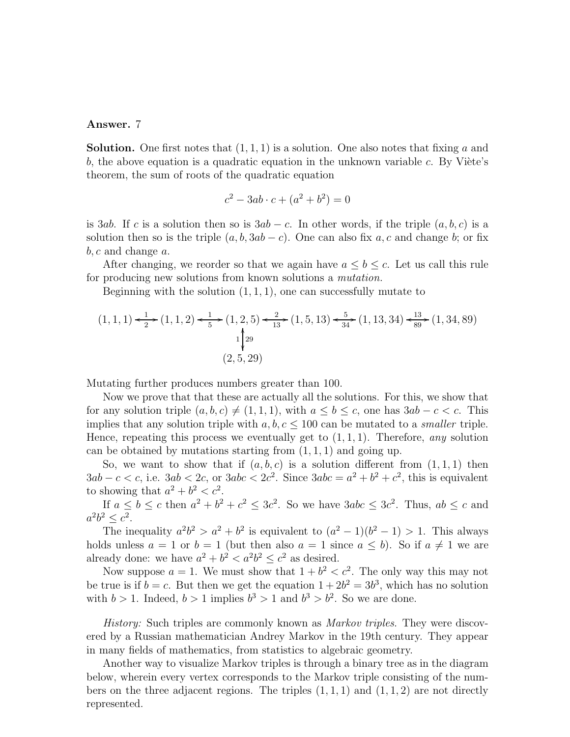**Answer.** 7

**Solution.** One first notes that $(1,1,1)$ is a solution. One also notes that fixing $a$ and $b$, the above equation is a quadratic equation in the unknown variable $c$. By Viète's theorem, the sum of roots of the quadratic equation

$$c^2 - 3ab \cdot c + (a^2 + b^2) = 0$$

is $3ab$. If $c$ is a solution then so is $3ab - c$. In other words, if the triple $(a,b,c)$ is a solution then so is the triple $(a,b,3ab-c)$. One can also fix $a, c$ and change $b$; or fix $b, c$ and change $a$.

After changing, we reorder so that we again have $a \le b \le c$. Let us call this rule for producing new solutions from known solutions a *mutation.*

Beginning with the solution $(1,1,1)$, one can successfully mutate to

$$(1,1,1) \xleftrightarrow[2]{1} (1,1,2) \xleftrightarrow[5]{1} (1,2,5) \xleftrightarrow[13]{2} (1,5,13) \xleftrightarrow[34]{5} (1,13,34) \xleftrightarrow[89]{13} (1,34,89)$$

$$(1,2,5) \overset{1}{\underset{29}{\updownarrow}} (2,5,29)$$

Mutating further produces numbers greater than 100.

Now we prove that that these are actually all the solutions. For this, we show that for any solution triple $(a,b,c) \neq (1,1,1)$, with $a \le b \le c$, one has $3ab - c < c$. This implies that any solution triple with $a, b, c \le 100$ can be mutated to a *smaller* triple. Hence, repeating this process we eventually get to $(1,1,1)$. Therefore, *any* solution can be obtained by mutations starting from $(1,1,1)$ and going up.

So, we want to show that if $(a,b,c)$ is a solution different from $(1,1,1)$ then $3ab - c < c$, i.e. $3ab < 2c$, or $3abc < 2c^2$. Since $3abc = a^2 + b^2 + c^2$, this is equivalent to showing that $a^2 + b^2 < c^2$.

If $a \le b \le c$ then $a^2 + b^2 + c^2 \le 3c^2$. So we have $3abc \le 3c^2$. Thus, $ab \le c$ and $a^2b^2 \le c^2$.

The inequality $a^2b^2 > a^2 + b^2$ is equivalent to $(a^2-1)(b^2-1) > 1$. This always holds unless $a = 1$ or $b = 1$ (but then also $a = 1$ since $a \le b$). So if $a \neq 1$ we are already done: we have $a^2 + b^2 < a^2b^2 \le c^2$ as desired.

Now suppose $a = 1$. We must show that $1 + b^2 < c^2$. The only way this may not be true is if $b = c$. But then we get the equation $1 + 2b^2 = 3b^3$, which has no solution with $b > 1$. Indeed, $b > 1$ implies $b^3 > 1$ and $b^3 > b^2$. So we are done.

*History:* Such triples are commonly known as *Markov triples*. They were discovered by a Russian mathematician Andrey Markov in the 19th century. They appear in many fields of mathematics, from statistics to algebraic geometry.

Another way to visualize Markov triples is through a binary tree as in the diagram below, wherein every vertex corresponds to the Markov triple consisting of the numbers on the three adjacent regions. The triples $(1,1,1)$ and $(1,1,2)$ are not directly represented.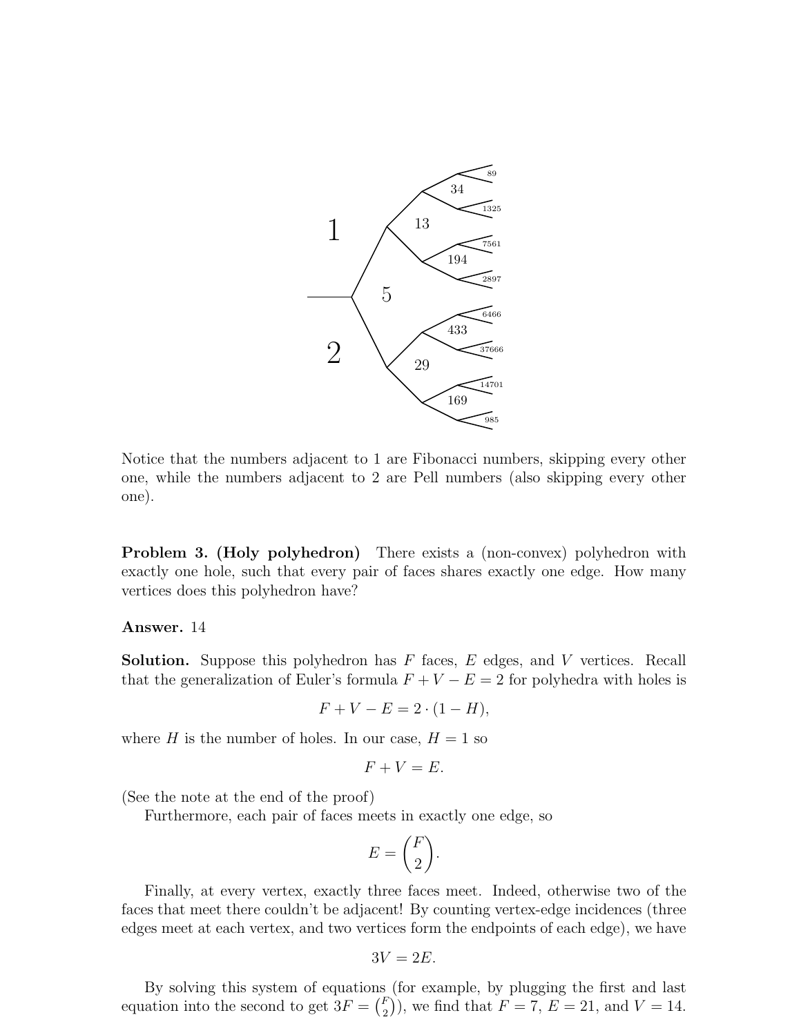Notice that the numbers adjacent to 1 are Fibonacci numbers, skipping every other one, while the numbers adjacent to 2 are Pell numbers (also skipping every other one).

**Problem 3. (Holy polyhedron)** There exists a (non-convex) polyhedron with exactly one hole, such that every pair of faces shares exactly one edge. How many vertices does this polyhedron have?

**Answer.** 14

**Solution.** Suppose this polyhedron has $F$ faces, $E$ edges, and $V$ vertices. Recall that the generalization of Euler's formula $F + V - E = 2$ for polyhedra with holes is

$$F + V - E = 2 \cdot (1 - H),$$

where $H$ is the number of holes. In our case, $H = 1$ so

$$F + V = E.$$

(See the note at the end of the proof)

Furthermore, each pair of faces meets in exactly one edge, so

$$E = \binom{F}{2}.$$

Finally, at every vertex, exactly three faces meet. Indeed, otherwise two of the faces that meet there couldn't be adjacent! By counting vertex-edge incidences (three edges meet at each vertex, and two vertices form the endpoints of each edge), we have

$$3V = 2E.$$

By solving this system of equations (for example, by plugging the first and last equation into the second to get $3F = \binom{F}{2}$), we find that $F = 7$, $E = 21$, and $V = 14$.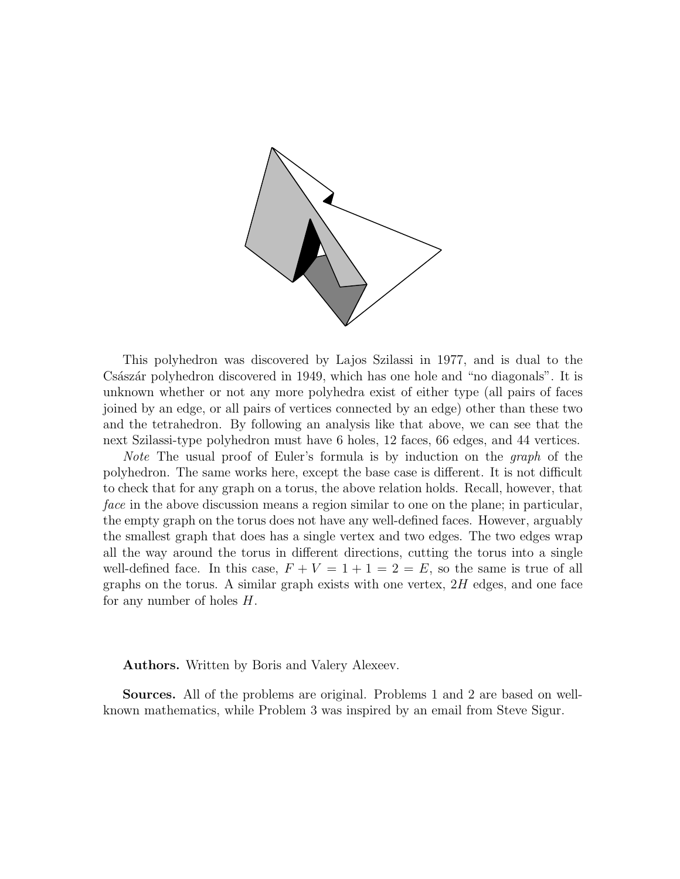This polyhedron was discovered by Lajos Szilassi in 1977, and is dual to the Császár polyhedron discovered in 1949, which has one hole and "no diagonals". It is unknown whether or not any more polyhedra exist of either type (all pairs of faces joined by an edge, or all pairs of vertices connected by an edge) other than these two and the tetrahedron. By following an analysis like that above, we can see that the next Szilassi-type polyhedron must have 6 holes, 12 faces, 66 edges, and 44 vertices.

*Note* The usual proof of Euler's formula is by induction on the *graph* of the polyhedron. The same works here, except the base case is different. It is not difficult to check that for any graph on a torus, the above relation holds. Recall, however, that *face* in the above discussion means a region similar to one on the plane; in particular, the empty graph on the torus does not have any well-defined faces. However, arguably the smallest graph that does has a single vertex and two edges. The two edges wrap all the way around the torus in different directions, cutting the torus into a single well-defined face. In this case, $F + V = 1 + 1 = 2 = E$, so the same is true of all graphs on the torus. A similar graph exists with one vertex, $2H$ edges, and one face for any number of holes $H$.

**Authors.** Written by Boris and Valery Alexeev.

**Sources.** All of the problems are original. Problems 1 and 2 are based on well-known mathematics, while Problem 3 was inspired by an email from Steve Sigur.